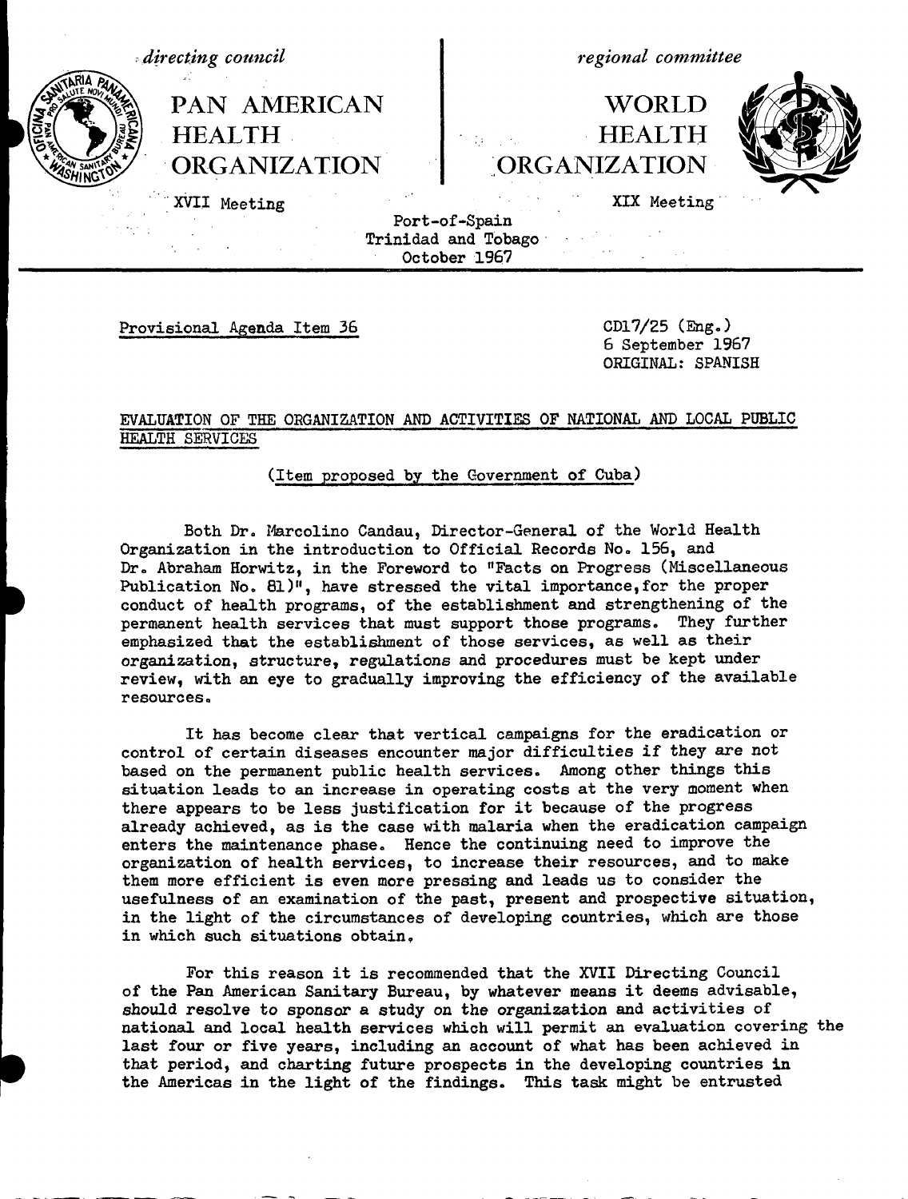*directing council*

PAN AMERICAN HEALTH ORGANIZATION

XVII Meeting

*regional committee*

WORLD HEALTH ORGANIZATION

XIX Meeting

Port-of-Spain
Trinidad and Tobago
October 1967

Provisional Agenda Item 36

CD17/25 (Eng.)
6 September 1967
ORIGINAL: SPANISH

## EVALUATION OF THE ORGANIZATION AND ACTIVITIES OF NATIONAL AND LOCAL PUBLIC HEALTH SERVICES

(Item proposed by the Government of Cuba)

Both Dr. Marcolino Candau, Director-General of the World Health Organization in the introduction to Official Records No. 156, and Dr. Abraham Horwitz, in the Foreword to "Facts on Progress (Miscellaneous Publication No. 81)", have stressed the vital importance, for the proper conduct of health programs, of the establishment and strengthening of the permanent health services that must support those programs. They further emphasized that the establishment of those services, as well as their organization, structure, regulations and procedures must be kept under review, with an eye to gradually improving the efficiency of the available resources.

It has become clear that vertical campaigns for the eradication or control of certain diseases encounter major difficulties if they are not based on the permanent public health services. Among other things this situation leads to an increase in operating costs at the very moment when there appears to be less justification for it because of the progress already achieved, as is the case with malaria when the eradication campaign enters the maintenance phase. Hence the continuing need to improve the organization of health services, to increase their resources, and to make them more efficient is even more pressing and leads us to consider the usefulness of an examination of the past, present and prospective situation, in the light of the circumstances of developing countries, which are those in which such situations obtain.

For this reason it is recommended that the XVII Directing Council of the Pan American Sanitary Bureau, by whatever means it deems advisable, should resolve to sponsor a study on the organization and activities of national and local health services which will permit an evaluation covering the last four or five years, including an account of what has been achieved in that period, and charting future prospects in the developing countries in the Americas in the light of the findings. This task might be entrusted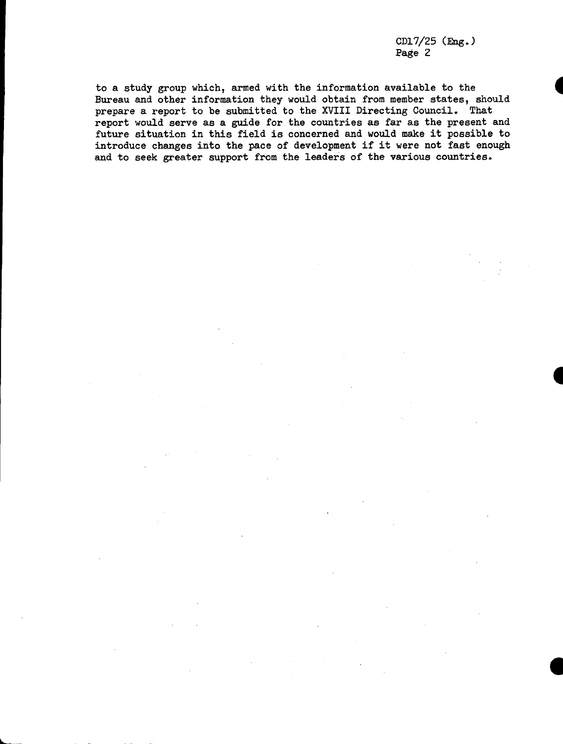to a study group which, armed with the information available to the Bureau and other information they would obtain from member states, should prepare a report to be submitted to the XVIII Directing Council. That report would serve as a guide for the countries as far as the present and future situation in this field is concerned and would make it possible to introduce changes into the pace of development if it were not fast enough and to seek greater support from the leaders of the various countries.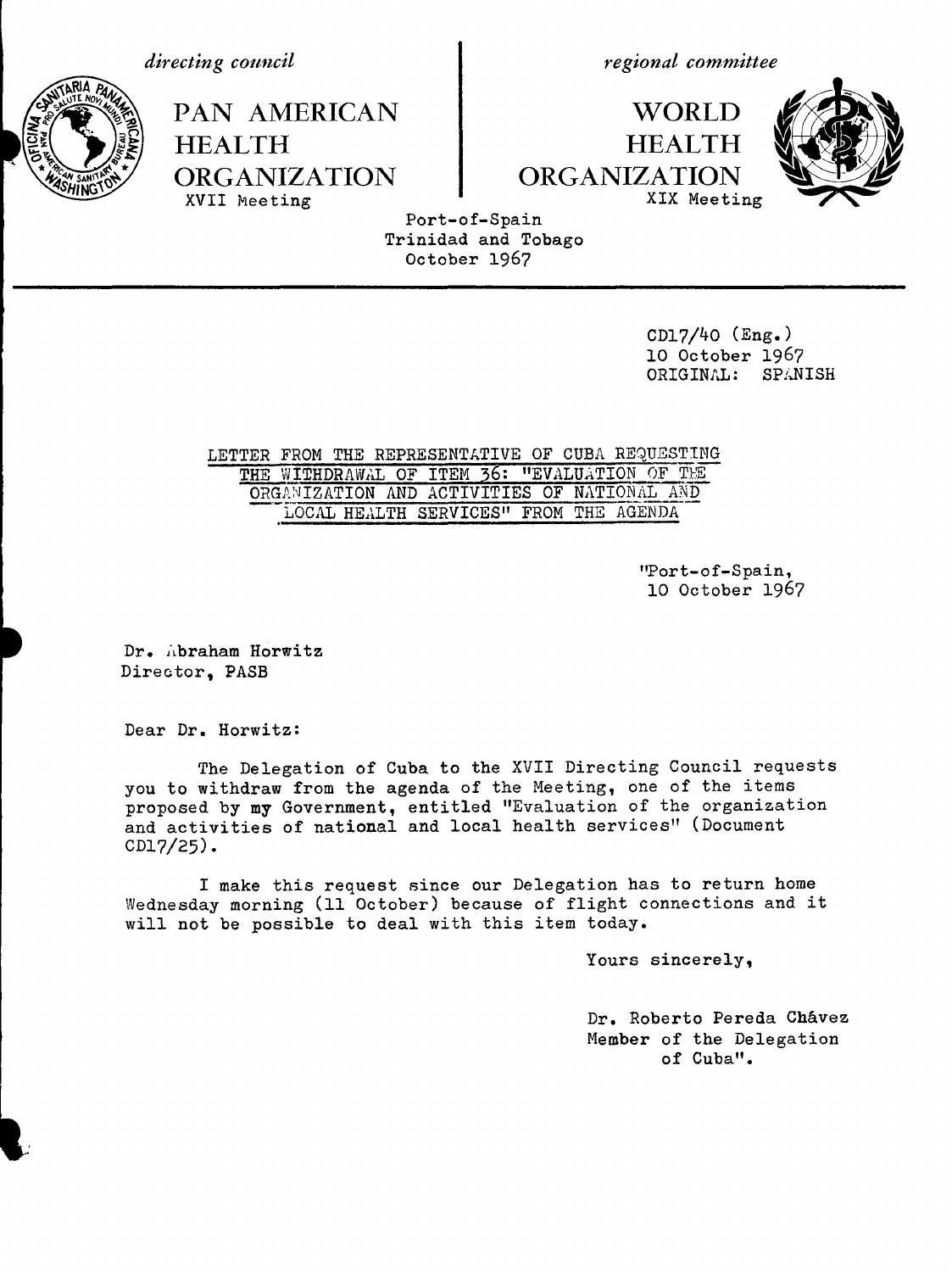*directing council*

PAN AMERICAN HEALTH ORGANIZATION

XVII Meeting

*regional committee*

WORLD HEALTH ORGANIZATION

XIX Meeting

Port-of-Spain
Trinidad and Tobago
October 1967

CD17/40 (Eng.)
10 October 1967
ORIGINAL: SPANISH

LETTER FROM THE REPRESENTATIVE OF CUBA REQUESTING THE WITHDRAWAL OF ITEM 36: "EVALUATION OF THE ORGANIZATION AND ACTIVITIES OF NATIONAL AND LOCAL HEALTH SERVICES" FROM THE AGENDA

"Port-of-Spain,
10 October 1967

Dr. Abraham Horwitz
Director, PASB

Dear Dr. Horwitz:

The Delegation of Cuba to the XVII Directing Council requests you to withdraw from the agenda of the Meeting, one of the items proposed by my Government, entitled "Evaluation of the organization and activities of national and local health services" (Document CD17/25).

I make this request since our Delegation has to return home Wednesday morning (11 October) because of flight connections and it will not be possible to deal with this item today.

Yours sincerely,

Dr. Roberto Pereda Châvez
Member of the Delegation
of Cuba".